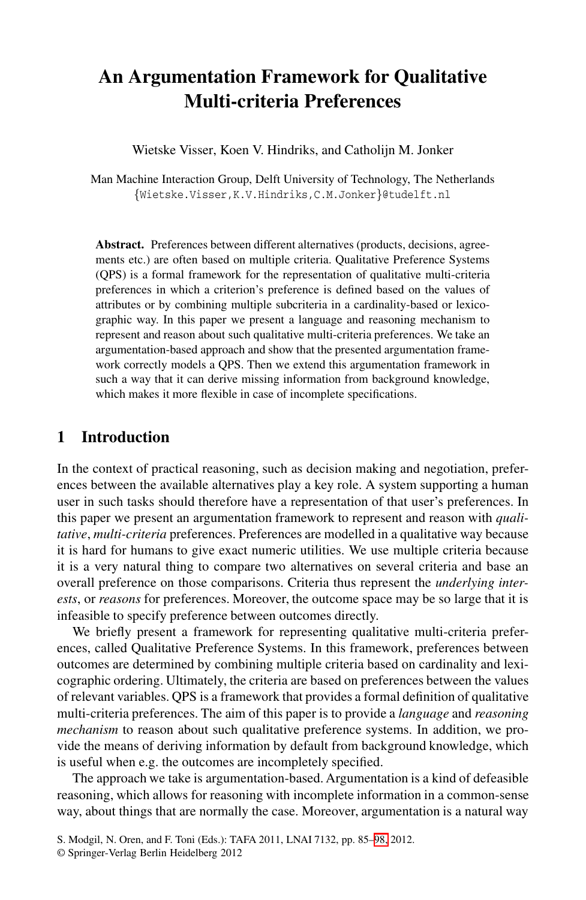# An Argumentation Framework for Qualitative Multi-criteria Preferences

Wietske Visser, Koen V. Hindriks, and Catholijn M. Jonker

Man Machine Interaction Group, Delft University of Technology, The Netherlands
{Wietske.Visser,K.V.Hindriks,C.M.Jonker}@tudelft.nl

**Abstract.** Preferences between different alternatives (products, decisions, agreements etc.) are often based on multiple criteria. Qualitative Preference Systems (QPS) is a formal framework for the representation of qualitative multi-criteria preferences in which a criterion's preference is defined based on the values of attributes or by combining multiple subcriteria in a cardinality-based or lexicographic way. In this paper we present a language and reasoning mechanism to represent and reason about such qualitative multi-criteria preferences. We take an argumentation-based approach and show that the presented argumentation framework correctly models a QPS. Then we extend this argumentation framework in such a way that it can derive missing information from background knowledge, which makes it more flexible in case of incomplete specifications.

## 1 Introduction

In the context of practical reasoning, such as decision making and negotiation, preferences between the available alternatives play a key role. A system supporting a human user in such tasks should therefore have a representation of that user's preferences. In this paper we present an argumentation framework to represent and reason with *qualitative*, *multi-criteria* preferences. Preferences are modelled in a qualitative way because it is hard for humans to give exact numeric utilities. We use multiple criteria because it is a very natural thing to compare two alternatives on several criteria and base an overall preference on those comparisons. Criteria thus represent the *underlying interests*, or *reasons* for preferences. Moreover, the outcome space may be so large that it is infeasible to specify preference between outcomes directly.

We briefly present a framework for representing qualitative multi-criteria preferences, called Qualitative Preference Systems. In this framework, preferences between outcomes are determined by combining multiple criteria based on cardinality and lexicographic ordering. Ultimately, the criteria are based on preferences between the values of relevant variables. QPS is a framework that provides a formal definition of qualitative multi-criteria preferences. The aim of this paper is to provide a *language* and *reasoning mechanism* to reason about such qualitative preference systems. In addition, we provide the means of deriving information by default from background knowledge, which is useful when e.g. the outcomes are incompletely specified.

The approach we take is argumentation-based. Argumentation is a kind of defeasible reasoning, which allows for reasoning with incomplete information in a common-sense way, about things that are normally the case. Moreover, argumentation is a natural way

S. Modgil, N. Oren, and F. Toni (Eds.): TAFA 2011, LNAI 7132, pp. 85–98, 2012.
© Springer-Verlag Berlin Heidelberg 2012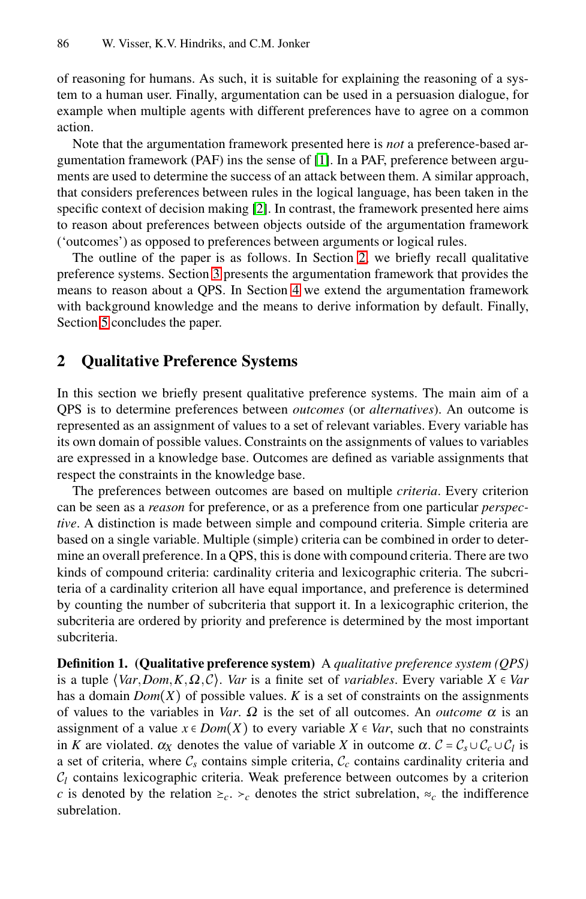of reasoning for humans. As such, it is suitable for explaining the reasoning of a system to a human user. Finally, argumentation can be used in a persuasion dialogue, for example when multiple agents with different preferences have to agree on a common action.

Note that the argumentation framework presented here is *not* a preference-based argumentation framework (PAF) ins the sense of [1]. In a PAF, preference between arguments are used to determine the success of an attack between them. A similar approach, that considers preferences between rules in the logical language, has been taken in the specific context of decision making [2]. In contrast, the framework presented here aims to reason about preferences between objects outside of the argumentation framework ('outcomes') as opposed to preferences between arguments or logical rules.

The outline of the paper is as follows. In Section 2, we briefly recall qualitative preference systems. Section 3 presents the argumentation framework that provides the means to reason about a QPS. In Section 4 we extend the argumentation framework with background knowledge and the means to derive information by default. Finally, Section 5 concludes the paper.

## 2 Qualitative Preference Systems

In this section we briefly present qualitative preference systems. The main aim of a QPS is to determine preferences between *outcomes* (or *alternatives*). An outcome is represented as an assignment of values to a set of relevant variables. Every variable has its own domain of possible values. Constraints on the assignments of values to variables are expressed in a knowledge base. Outcomes are defined as variable assignments that respect the constraints in the knowledge base.

The preferences between outcomes are based on multiple *criteria*. Every criterion can be seen as a *reason* for preference, or as a preference from one particular *perspective*. A distinction is made between simple and compound criteria. Simple criteria are based on a single variable. Multiple (simple) criteria can be combined in order to determine an overall preference. In a QPS, this is done with compound criteria. There are two kinds of compound criteria: cardinality criteria and lexicographic criteria. The subcriteria of a cardinality criterion all have equal importance, and preference is determined by counting the number of subcriteria that support it. In a lexicographic criterion, the subcriteria are ordered by priority and preference is determined by the most important subcriteria.

**Definition 1. (Qualitative preference system)** A *qualitative preference system (QPS)* is a tuple $\langle Var, Dom, K, \Omega, \mathcal{C}\rangle$. *Var* is a finite set of *variables*. Every variable $X \in Var$ has a domain $Dom(X)$ of possible values. $K$ is a set of constraints on the assignments of values to the variables in *Var*. $\Omega$ is the set of all outcomes. An *outcome* $\alpha$ is an assignment of a value $x \in Dom(X)$ to every variable $X \in Var$, such that no constraints in $K$ are violated. $\alpha_X$ denotes the value of variable $X$ in outcome $\alpha$. $\mathcal{C} = \mathcal{C}_s \cup \mathcal{C}_c \cup \mathcal{C}_l$ is a set of criteria, where $\mathcal{C}_s$ contains simple criteria, $\mathcal{C}_c$ contains cardinality criteria and $\mathcal{C}_l$ contains lexicographic criteria. Weak preference between outcomes by a criterion $c$ is denoted by the relation $\succeq_c$. $\succ_c$ denotes the strict subrelation, $\approx_c$ the indifference subrelation.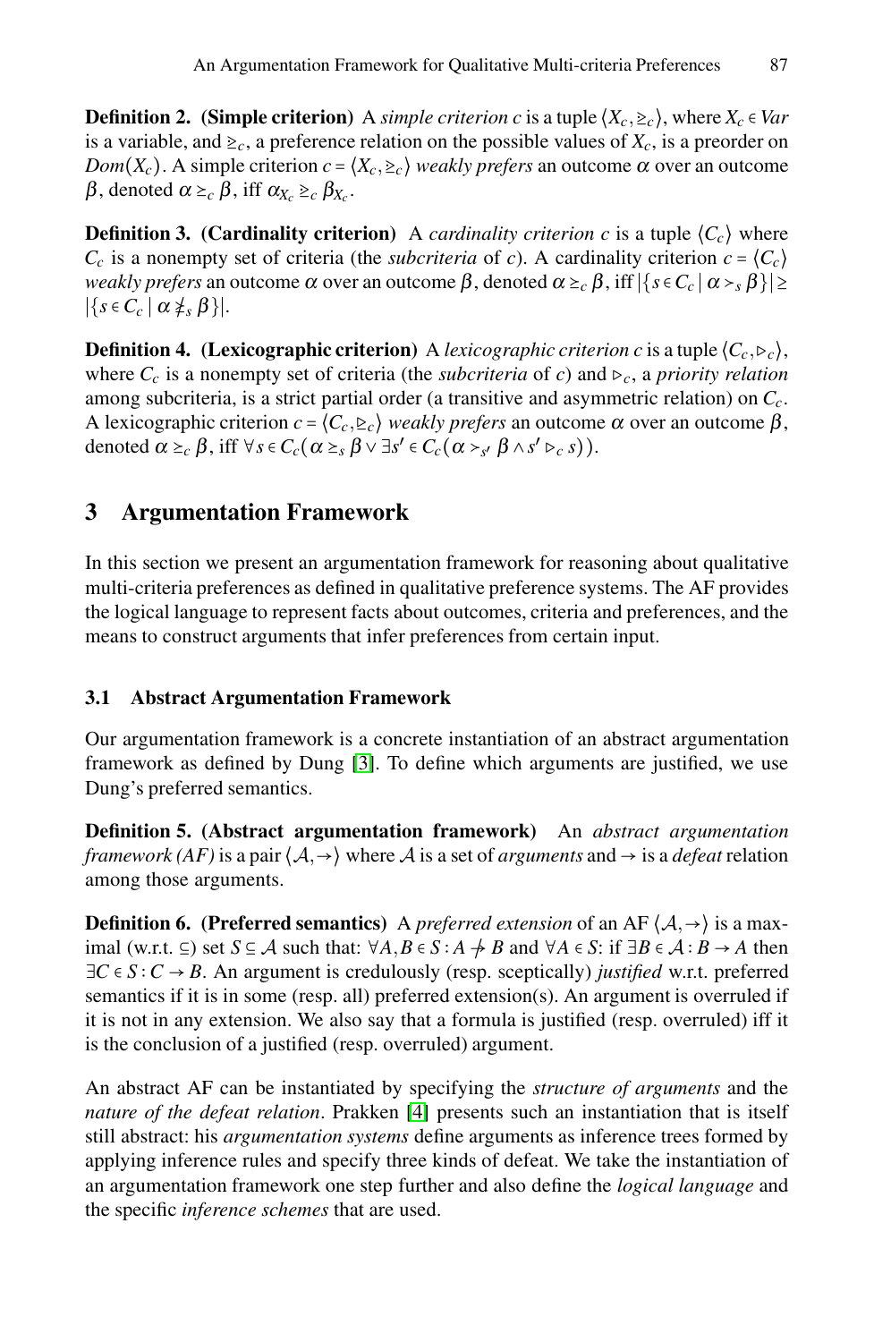**Definition 2. (Simple criterion)** A *simple criterion c* is a tuple $\langle X_c, \trianglerighteq_c \rangle$, where $X_c \in Var$ is a variable, and $\trianglerighteq_c$, a preference relation on the possible values of $X_c$, is a preorder on $Dom(X_c)$. A simple criterion $c = \langle X_c, \trianglerighteq_c \rangle$ *weakly prefers* an outcome $\alpha$ over an outcome $\beta$, denoted $\alpha \succeq_c \beta$, iff $\alpha_{X_c} \trianglerighteq_c \beta_{X_c}$.

**Definition 3. (Cardinality criterion)** A *cardinality criterion c* is a tuple $\langle C_c \rangle$ where $C_c$ is a nonempty set of criteria (the *subcriteria* of *c*). A cardinality criterion $c = \langle C_c \rangle$ *weakly prefers* an outcome $\alpha$ over an outcome $\beta$, denoted $\alpha \succeq_c \beta$, iff $|\{s \in C_c \mid \alpha \succ_s \beta\}| \geq |\{s \in C_c \mid \alpha \not\succeq_s \beta\}|$.

**Definition 4. (Lexicographic criterion)** A *lexicographic criterion c* is a tuple $\langle C_c, \rhd_c \rangle$, where $C_c$ is a nonempty set of criteria (the *subcriteria* of *c*) and $\rhd_c$, a *priority relation* among subcriteria, is a strict partial order (a transitive and asymmetric relation) on $C_c$. A lexicographic criterion $c = \langle C_c, \trianglerighteq_c \rangle$ *weakly prefers* an outcome $\alpha$ over an outcome $\beta$, denoted $\alpha \succeq_c \beta$, iff $\forall s \in C_c (\alpha \succeq_s \beta \vee \exists s' \in C_c (\alpha \succ_{s'} \beta \wedge s' \rhd_c s))$.

## 3 Argumentation Framework

In this section we present an argumentation framework for reasoning about qualitative multi-criteria preferences as defined in qualitative preference systems. The AF provides the logical language to represent facts about outcomes, criteria and preferences, and the means to construct arguments that infer preferences from certain input.

### 3.1 Abstract Argumentation Framework

Our argumentation framework is a concrete instantiation of an abstract argumentation framework as defined by Dung [3]. To define which arguments are justified, we use Dung's preferred semantics.

**Definition 5. (Abstract argumentation framework)** An *abstract argumentation framework (AF)* is a pair $\langle \mathcal{A}, \rightarrow \rangle$ where $\mathcal{A}$ is a set of *arguments* and $\rightarrow$ is a *defeat* relation among those arguments.

**Definition 6. (Preferred semantics)** A *preferred extension* of an AF $\langle \mathcal{A}, \rightarrow \rangle$ is a maximal (w.r.t. $\subseteq$) set $S \subseteq \mathcal{A}$ such that: $\forall A, B \in S : A \nrightarrow B$ and $\forall A \in S$: if $\exists B \in \mathcal{A} : B \rightarrow A$ then $\exists C \in S : C \rightarrow B$. An argument is credulously (resp. sceptically) *justified* w.r.t. preferred semantics if it is in some (resp. all) preferred extension(s). An argument is overruled if it is not in any extension. We also say that a formula is justified (resp. overruled) iff it is the conclusion of a justified (resp. overruled) argument.

An abstract AF can be instantiated by specifying the *structure of arguments* and the *nature of the defeat relation*. Prakken [4] presents such an instantiation that is itself still abstract: his *argumentation systems* define arguments as inference trees formed by applying inference rules and specify three kinds of defeat. We take the instantiation of an argumentation framework one step further and also define the *logical language* and the specific *inference schemes* that are used.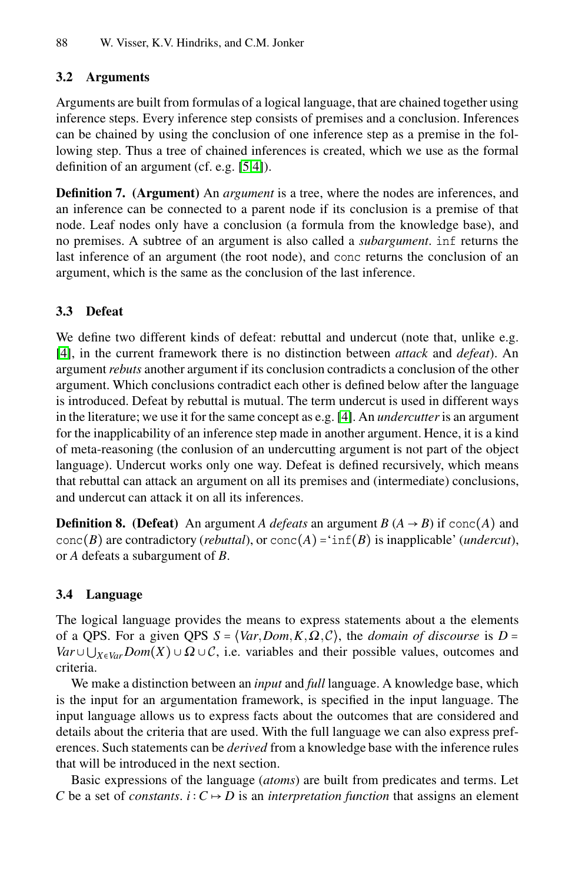### 3.2 Arguments

Arguments are built from formulas of a logical language, that are chained together using inference steps. Every inference step consists of premises and a conclusion. Inferences can be chained by using the conclusion of one inference step as a premise in the following step. Thus a tree of chained inferences is created, which we use as the formal definition of an argument (cf. e.g. [5,4]).

**Definition 7. (Argument)** An *argument* is a tree, where the nodes are inferences, and an inference can be connected to a parent node if its conclusion is a premise of that node. Leaf nodes only have a conclusion (a formula from the knowledge base), and no premises. A subtree of an argument is also called a *subargument*. `inf` returns the last inference of an argument (the root node), and `conc` returns the conclusion of an argument, which is the same as the conclusion of the last inference.

### 3.3 Defeat

We define two different kinds of defeat: rebuttal and undercut (note that, unlike e.g. [4], in the current framework there is no distinction between *attack* and *defeat*). An argument *rebuts* another argument if its conclusion contradicts a conclusion of the other argument. Which conclusions contradict each other is defined below after the language is introduced. Defeat by rebuttal is mutual. The term undercut is used in different ways in the literature; we use it for the same concept as e.g. [4]. An *undercutter* is an argument for the inapplicability of an inference step made in another argument. Hence, it is a kind of meta-reasoning (the conlusion of an undercutting argument is not part of the object language). Undercut works only one way. Defeat is defined recursively, which means that rebuttal can attack an argument on all its premises and (intermediate) conclusions, and undercut can attack it on all its inferences.

**Definition 8. (Defeat)** An argument $A$ *defeats* an argument $B$ ($A \rightarrow B$) if $\texttt{conc}(A)$ and $\texttt{conc}(B)$ are contradictory (*rebuttal*), or $\texttt{conc}(A) =$ '$\texttt{inf}(B)$ is inapplicable' (*undercut*), or $A$ defeats a subargument of $B$.

### 3.4 Language

The logical language provides the means to express statements about a the elements of a QPS. For a given QPS $S = \langle Var, Dom, K, \Omega, \mathcal{C} \rangle$, the *domain of discourse* is $D = Var \cup \bigcup_{X \in Var} Dom(X) \cup \Omega \cup \mathcal{C}$, i.e. variables and their possible values, outcomes and criteria.

We make a distinction between an *input* and *full* language. A knowledge base, which is the input for an argumentation framework, is specified in the input language. The input language allows us to express facts about the outcomes that are considered and details about the criteria that are used. With the full language we can also express preferences. Such statements can be *derived* from a knowledge base with the inference rules that will be introduced in the next section.

Basic expressions of the language (*atoms*) are built from predicates and terms. Let $C$ be a set of *constants*. $i : C \mapsto D$ is an *interpretation function* that assigns an element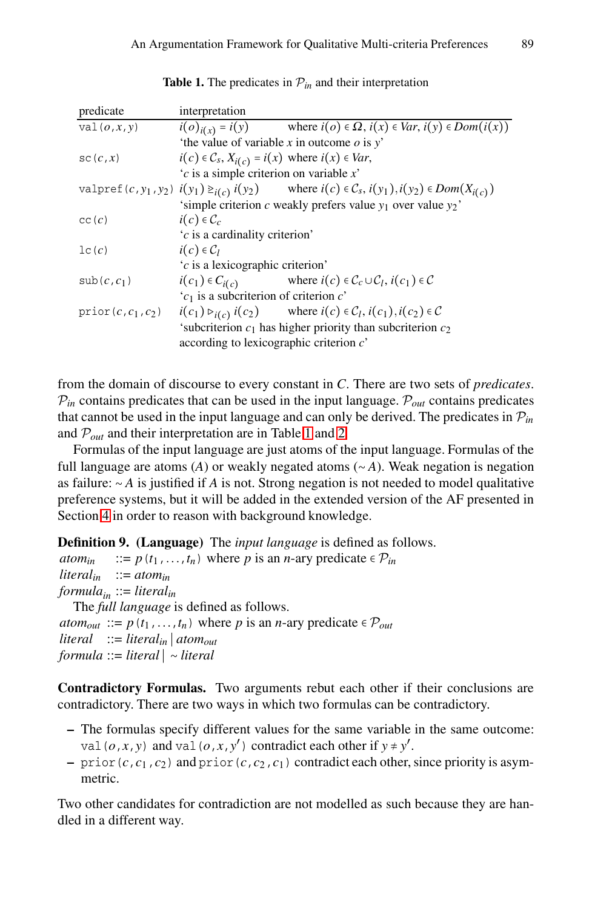**Table 1.** The predicates in $\mathcal{P}_{in}$ and their interpretation

| predicate | interpretation |
|---|---|
| `val`$(o,x,y)$ | $i(o)_{i(x)} = i(y)$ where $i(o) \in \Omega$, $i(x) \in Var$, $i(y) \in Dom(i(x))$ <br> 'the value of variable $x$ in outcome $o$ is $y$' |
| `sc`$(c,x)$ | $i(c) \in \mathcal{C}_s$, $X_{i(c)} = i(x)$ where $i(x) \in Var$, <br> '$c$ is a simple criterion on variable $x$' |
| `valpref`$(c,y_1,y_2)$ | $i(y_1) \trianglerighteq_{i(c)} i(y_2)$ where $i(c) \in \mathcal{C}_s$, $i(y_1), i(y_2) \in Dom(X_{i(c)})$ <br> 'simple criterion $c$ weakly prefers value $y_1$ over value $y_2$' |
| `cc`$(c)$ | $i(c) \in \mathcal{C}_c$ <br> '$c$ is a cardinality criterion' |
| `lc`$(c)$ | $i(c) \in \mathcal{C}_l$ <br> '$c$ is a lexicographic criterion' |
| `sub`$(c,c_1)$ | $i(c_1) \in \mathcal{C}_{i(c)}$ where $i(c) \in \mathcal{C}_c \cup \mathcal{C}_l$, $i(c_1) \in \mathcal{C}$ <br> '$c_1$ is a subcriterion of criterion $c$' |
| `prior`$(c,c_1,c_2)$ | $i(c_1) \triangleright_{i(c)} i(c_2)$ where $i(c) \in \mathcal{C}_l$, $i(c_1), i(c_2) \in \mathcal{C}$ <br> 'subcriterion $c_1$ has higher priority than subcriterion $c_2$ according to lexicographic criterion $c$' |

from the domain of discourse to every constant in $C$. There are two sets of *predicates*. $\mathcal{P}_{in}$ contains predicates that can be used in the input language. $\mathcal{P}_{out}$ contains predicates that cannot be used in the input language and can only be derived. The predicates in $\mathcal{P}_{in}$ and $\mathcal{P}_{out}$ and their interpretation are in Table 1 and 2.

Formulas of the input language are just atoms of the input language. Formulas of the full language are atoms ($A$) or weakly negated atoms ($\sim A$). Weak negation is negation as failure: $\sim A$ is justified if $A$ is not. Strong negation is not needed to model qualitative preference systems, but it will be added in the extended version of the AF presented in Section 4 in order to reason with background knowledge.

**Definition 9. (Language)** The *input language* is defined as follows.

$atom_{in}$ ::= $p(t_1, \ldots, t_n)$ where $p$ is an $n$-ary predicate $\in \mathcal{P}_{in}$
$literal_{in}$ ::= $atom_{in}$
$formula_{in}$ ::= $literal_{in}$

The *full language* is defined as follows.

$atom_{out}$ ::= $p(t_1, \ldots, t_n)$ where $p$ is an $n$-ary predicate $\in \mathcal{P}_{out}$
$literal$ ::= $literal_{in} \mid atom_{out}$
$formula$ ::= $literal \mid \sim literal$

**Contradictory Formulas.** Two arguments rebut each other if their conclusions are contradictory. There are two ways in which two formulas can be contradictory.

- The formulas specify different values for the same variable in the same outcome: `val`$(o,x,y)$ and `val`$(o,x,y')$ contradict each other if $y \neq y'$.
- `prior`$(c,c_1,c_2)$ and `prior`$(c,c_2,c_1)$ contradict each other, since priority is asymmetric.

Two other candidates for contradiction are not modelled as such because they are handled in a different way.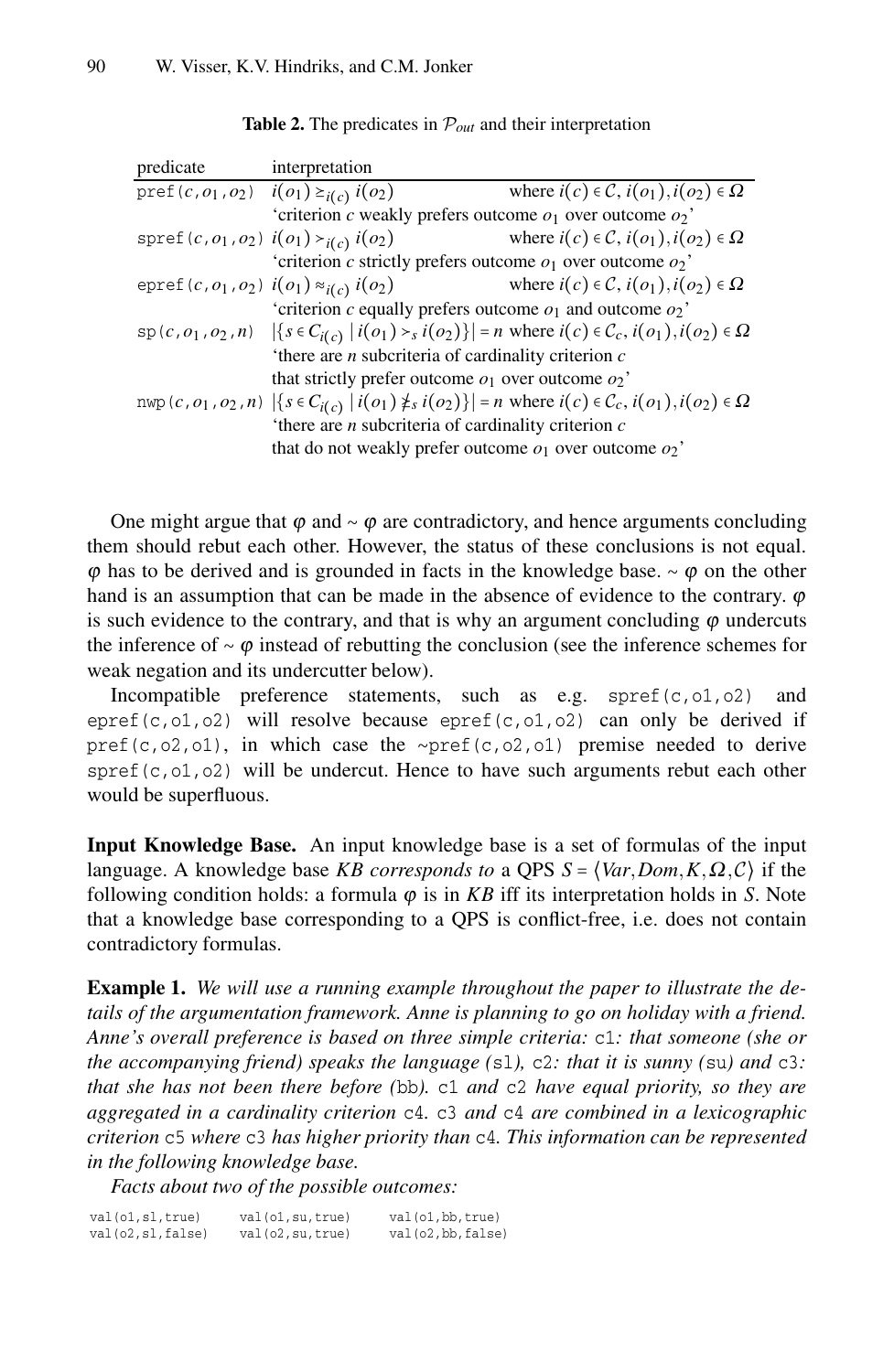**Table 2.** The predicates in $\mathcal{P}_{out}$ and their interpretation

| predicate | interpretation | |
|---|---|---|
| `pref(`$c, o_1, o_2$`)` | $i(o_1) \succeq_{i(c)} i(o_2)$ | where $i(c) \in \mathcal{C}$, $i(o_1), i(o_2) \in \Omega$ |
| | 'criterion $c$ weakly prefers outcome $o_1$ over outcome $o_2$' | |
| `spref(`$c, o_1, o_2$`)` | $i(o_1) \succ_{i(c)} i(o_2)$ | where $i(c) \in \mathcal{C}$, $i(o_1), i(o_2) \in \Omega$ |
| | 'criterion $c$ strictly prefers outcome $o_1$ over outcome $o_2$' | |
| `epref(`$c, o_1, o_2$`)` | $i(o_1) \approx_{i(c)} i(o_2)$ | where $i(c) \in \mathcal{C}$, $i(o_1), i(o_2) \in \Omega$ |
| | 'criterion $c$ equally prefers outcome $o_1$ and outcome $o_2$' | |
| `sp(`$c, o_1, o_2, n$`)` | $\lvert\{s \in C_{i(c)} \mid i(o_1) \succ_s i(o_2)\}\rvert = n$ | where $i(c) \in \mathcal{C}_c$, $i(o_1), i(o_2) \in \Omega$ |
| | 'there are $n$ subcriteria of cardinality criterion $c$ that strictly prefer outcome $o_1$ over outcome $o_2$' | |
| `nwp(`$c, o_1, o_2, n$`)` | $\lvert\{s \in C_{i(c)} \mid i(o_1) \not\succeq_s i(o_2)\}\rvert = n$ | where $i(c) \in \mathcal{C}_c$, $i(o_1), i(o_2) \in \Omega$ |
| | 'there are $n$ subcriteria of cardinality criterion $c$ that do not weakly prefer outcome $o_1$ over outcome $o_2$' | |

One might argue that $\varphi$ and $\sim\varphi$ are contradictory, and hence arguments concluding them should rebut each other. However, the status of these conclusions is not equal. $\varphi$ has to be derived and is grounded in facts in the knowledge base. $\sim\varphi$ on the other hand is an assumption that can be made in the absence of evidence to the contrary. $\varphi$ is such evidence to the contrary, and that is why an argument concluding $\varphi$ undercuts the inference of $\sim\varphi$ instead of rebutting the conclusion (see the inference schemes for weak negation and its undercutter below).

Incompatible preference statements, such as e.g. `spref(c,o1,o2)` and `epref(c,o1,o2)` will resolve because `epref(c,o1,o2)` can only be derived if `pref(c,o2,o1)`, in which case the `~pref(c,o2,o1)` premise needed to derive `spref(c,o1,o2)` will be undercut. Hence to have such arguments rebut each other would be superfluous.

**Input Knowledge Base.** An input knowledge base is a set of formulas of the input language. A knowledge base *KB corresponds to* a QPS $S = \langle Var, Dom, K, \Omega, \mathcal{C}\rangle$ if the following condition holds: a formula $\varphi$ is in *KB* iff its interpretation holds in *S*. Note that a knowledge base corresponding to a QPS is conflict-free, i.e. does not contain contradictory formulas.

**Example 1.** *We will use a running example throughout the paper to illustrate the details of the argumentation framework. Anne is planning to go on holiday with a friend. Anne's overall preference is based on three simple criteria:* `c1`*: that someone (she or the accompanying friend) speaks the language (*`sl`*),* `c2`*: that it is sunny (*`su`*) and* `c3`*: that she has not been there before (*`bb`*).* `c1` *and* `c2` *have equal priority, so they are aggregated in a cardinality criterion* `c4`*.* `c3` *and* `c4` *are combined in a lexicographic criterion* `c5` *where* `c3` *has higher priority than* `c4`*. This information can be represented in the following knowledge base.*

*Facts about two of the possible outcomes:*

```
val(o1,sl,true)     val(o1,su,true)     val(o1,bb,true)
val(o2,sl,false)    val(o2,su,true)     val(o2,bb,false)
```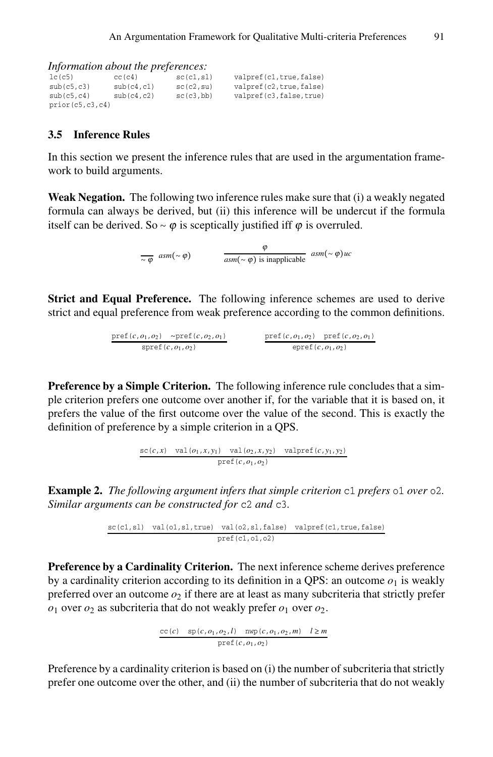*Information about the preferences:*

```
lc(c5)          cc(c4)          sc(c1,sl)      valpref(c1,true,false)
sub(c5,c3)      sub(c4,c1)      sc(c2,su)      valpref(c2,true,false)
sub(c5,c4)      sub(c4,c2)      sc(c3,bb)      valpref(c3,false,true)
prior(c5,c3,c4)
```

### 3.5 Inference Rules

In this section we present the inference rules that are used in the argumentation framework to build arguments.

**Weak Negation.** The following two inference rules make sure that (i) a weakly negated formula can always be derived, but (ii) this inference will be undercut if the formula itself can be derived. So $\sim \varphi$ is sceptically justified iff $\varphi$ is overruled.

$$\frac{}{\sim \varphi}\ asm(\sim \varphi) \qquad \frac{\varphi}{asm(\sim \varphi) \text{ is inapplicable}}\ asm(\sim \varphi)uc$$

**Strict and Equal Preference.** The following inference schemes are used to derive strict and equal preference from weak preference according to the common definitions.

$$\frac{\mathtt{pref}(c,o_1,o_2) \quad \sim\mathtt{pref}(c,o_2,o_1)}{\mathtt{spref}(c,o_1,o_2)} \qquad \frac{\mathtt{pref}(c,o_1,o_2) \quad \mathtt{pref}(c,o_2,o_1)}{\mathtt{epref}(c,o_1,o_2)}$$

**Preference by a Simple Criterion.** The following inference rule concludes that a simple criterion prefers one outcome over another if, for the variable that it is based on, it prefers the value of the first outcome over the value of the second. This is exactly the definition of preference by a simple criterion in a QPS.

$$\frac{\mathtt{sc}(c,x) \quad \mathtt{val}(o_1,x,y_1) \quad \mathtt{val}(o_2,x,y_2) \quad \mathtt{valpref}(c,y_1,y_2)}{\mathtt{pref}(c,o_1,o_2)}$$

**Example 2.** *The following argument infers that simple criterion* c1 *prefers* o1 *over* o2*. Similar arguments can be constructed for* c2 *and* c3*.*

$$\frac{\mathtt{sc(c1,sl)} \quad \mathtt{val(o1,sl,true)} \quad \mathtt{val(o2,sl,false)} \quad \mathtt{valpref(c1,true,false)}}{\mathtt{pref(c1,o1,o2)}}$$

**Preference by a Cardinality Criterion.** The next inference scheme derives preference by a cardinality criterion according to its definition in a QPS: an outcome $o_1$ is weakly preferred over an outcome $o_2$ if there are at least as many subcriteria that strictly prefer $o_1$ over $o_2$ as subcriteria that do not weakly prefer $o_1$ over $o_2$.

$$\frac{\mathtt{cc}(c) \quad \mathtt{sp}(c,o_1,o_2,l) \quad \mathtt{nwp}(c,o_1,o_2,m) \quad l \geq m}{\mathtt{pref}(c,o_1,o_2)}$$

Preference by a cardinality criterion is based on (i) the number of subcriteria that strictly prefer one outcome over the other, and (ii) the number of subcriteria that do not weakly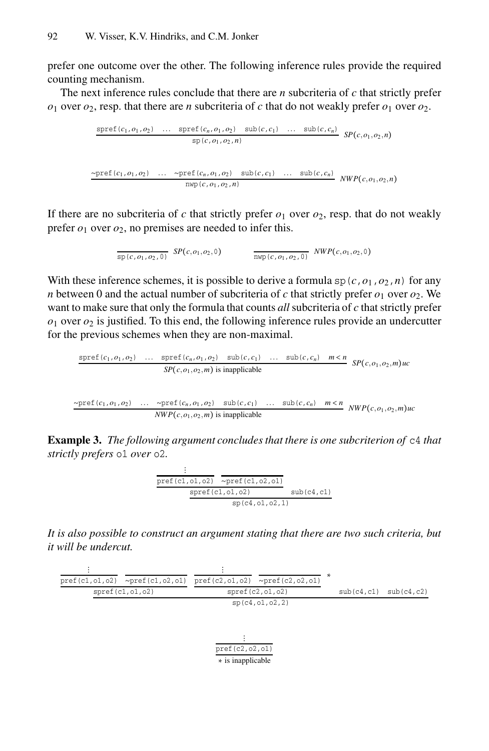prefer one outcome over the other. The following inference rules provide the required counting mechanism.

The next inference rules conclude that there are $n$ subcriteria of $c$ that strictly prefer $o_1$ over $o_2$, resp. that there are $n$ subcriteria of $c$ that do not weakly prefer $o_1$ over $o_2$.

$$\frac{\texttt{spref}(c_1, o_1, o_2) \quad \ldots \quad \texttt{spref}(c_n, o_1, o_2) \quad \texttt{sub}(c, c_1) \quad \ldots \quad \texttt{sub}(c, c_n)}{\texttt{sp}(c, o_1, o_2, n)} \; SP(c, o_1, o_2, n)$$

$$\frac{\texttt{\textasciitilde pref}(c_1, o_1, o_2) \quad \ldots \quad \texttt{\textasciitilde pref}(c_n, o_1, o_2) \quad \texttt{sub}(c, c_1) \quad \ldots \quad \texttt{sub}(c, c_n)}{\texttt{nwp}(c, o_1, o_2, n)} \; NWP(c, o_1, o_2, n)$$

If there are no subcriteria of $c$ that strictly prefer $o_1$ over $o_2$, resp. that do not weakly prefer $o_1$ over $o_2$, no premises are needed to infer this.

$$\frac{}{\texttt{sp}(c, o_1, o_2, 0)} \; SP(c, o_1, o_2, 0) \qquad\qquad \frac{}{\texttt{nwp}(c, o_1, o_2, 0)} \; NWP(c, o_1, o_2, 0)$$

With these inference schemes, it is possible to derive a formula $\texttt{sp}(c, o_1, o_2, n)$ for any $n$ between 0 and the actual number of subcriteria of $c$ that strictly prefer $o_1$ over $o_2$. We want to make sure that only the formula that counts *all* subcriteria of $c$ that strictly prefer $o_1$ over $o_2$ is justified. To this end, the following inference rules provide an undercutter for the previous schemes when they are non-maximal.

$$\frac{\texttt{spref}(c_1, o_1, o_2) \quad \ldots \quad \texttt{spref}(c_n, o_1, o_2) \quad \texttt{sub}(c, c_1) \quad \ldots \quad \texttt{sub}(c, c_n) \quad m < n}{SP(c, o_1, o_2, m) \text{ is inapplicable}} \; SP(c, o_1, o_2, m)uc$$

$$\frac{\texttt{\textasciitilde pref}(c_1, o_1, o_2) \quad \ldots \quad \texttt{\textasciitilde pref}(c_n, o_1, o_2) \quad \texttt{sub}(c, c_1) \quad \ldots \quad \texttt{sub}(c, c_n) \quad m < n}{NWP(c, o_1, o_2, m) \text{ is inapplicable}} \; NWP(c, o_1, o_2, m)uc$$

**Example 3.** *The following argument concludes that there is one subcriterion of* c4 *that strictly prefers* o1 *over* o2*.*

$$\cfrac{\cfrac{\cfrac{\vdots}{\texttt{pref(c1,o1,o2)}} \quad \cfrac{}{\texttt{\textasciitilde pref(c1,o2,o1)}}}{\texttt{spref(c1,o1,o2)}} \quad \texttt{sub(c4,c1)}}{\texttt{sp(c4,o1,o2,1)}}$$

*It is also possible to construct an argument stating that there are two such criteria, but it will be undercut.*

$$\cfrac{\cfrac{\cfrac{\vdots}{\texttt{pref(c1,o1,o2)}} \quad \cfrac{}{\texttt{\textasciitilde pref(c1,o2,o1)}}}{\texttt{spref(c1,o1,o2)}} \quad \cfrac{\cfrac{\vdots}{\texttt{pref(c2,o1,o2)}} \quad \cfrac{}{\texttt{\textasciitilde pref(c2,o2,o1)}}\,*}{\texttt{spref(c2,o1,o2)}} \quad \texttt{sub(c4,c1)} \quad \texttt{sub(c4,c2)}}{\texttt{sp(c4,o1,o2,2)}}$$

$$\cfrac{\cfrac{\vdots}{\texttt{pref(c2,o2,o1)}}}{* \text{ is inapplicable}}$$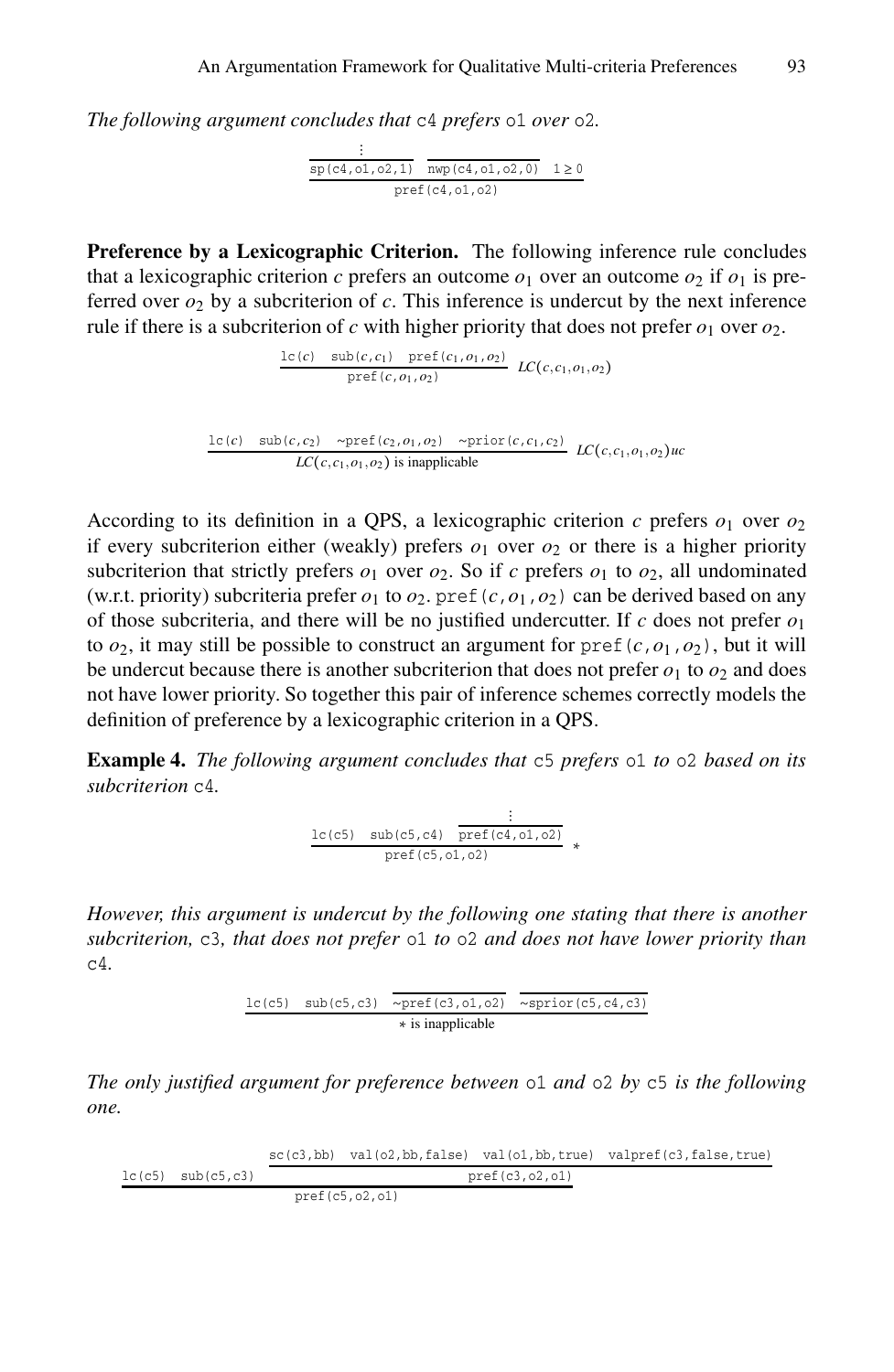*The following argument concludes that* c4 *prefers* o1 *over* o2*.*

$$\dfrac{\dfrac{\vdots}{\texttt{sp(c4,o1,o2,1)}} \quad \overline{\texttt{nwp(c4,o1,o2,0)}} \quad 1 \geq 0}{\texttt{pref(c4,o1,o2)}}$$

**Preference by a Lexicographic Criterion.** The following inference rule concludes that a lexicographic criterion $c$ prefers an outcome $o_1$ over an outcome $o_2$ if $o_1$ is preferred over $o_2$ by a subcriterion of $c$. This inference is undercut by the next inference rule if there is a subcriterion of $c$ with higher priority that does not prefer $o_1$ over $o_2$.

$$\dfrac{\texttt{lc}(c) \quad \texttt{sub}(c,c_1) \quad \texttt{pref}(c_1,o_1,o_2)}{\texttt{pref}(c,o_1,o_2)} \; LC(c,c_1,o_1,o_2)$$

$$\dfrac{\texttt{lc}(c) \quad \texttt{sub}(c,c_2) \quad \texttt{\~{}pref}(c_2,o_1,o_2) \quad \texttt{\~{}prior}(c,c_1,c_2)}{LC(c,c_1,o_1,o_2) \text{ is inapplicable}} \; LC(c,c_1,o_1,o_2)uc$$

According to its definition in a QPS, a lexicographic criterion $c$ prefers $o_1$ over $o_2$ if every subcriterion either (weakly) prefers $o_1$ over $o_2$ or there is a higher priority subcriterion that strictly prefers $o_1$ over $o_2$. So if $c$ prefers $o_1$ to $o_2$, all undominated (w.r.t. priority) subcriteria prefer $o_1$ to $o_2$. $\texttt{pref}(c,o_1,o_2)$ can be derived based on any of those subcriteria, and there will be no justified undercutter. If $c$ does not prefer $o_1$ to $o_2$, it may still be possible to construct an argument for $\texttt{pref}(c,o_1,o_2)$, but it will be undercut because there is another subcriterion that does not prefer $o_1$ to $o_2$ and does not have lower priority. So together this pair of inference schemes correctly models the definition of preference by a lexicographic criterion in a QPS.

**Example 4.** *The following argument concludes that* c5 *prefers* o1 *to* o2 *based on its subcriterion* c4*.*

$$\dfrac{\texttt{lc(c5)} \quad \texttt{sub(c5,c4)} \quad \dfrac{\vdots}{\texttt{pref(c4,o1,o2)}}}{\texttt{pref(c5,o1,o2)}} \; *$$

*However, this argument is undercut by the following one stating that there is another subcriterion,* c3*, that does not prefer* o1 *to* o2 *and does not have lower priority than* c4*.*

$$\dfrac{\texttt{lc(c5)} \quad \texttt{sub(c5,c3)} \quad \overline{\texttt{\~{}pref(c3,o1,o2)}} \quad \overline{\texttt{\~{}sprior(c5,c4,c3)}}}{* \text{ is inapplicable}}$$

*The only justified argument for preference between* o1 *and* o2 *by* c5 *is the following one.*

$$\dfrac{\texttt{lc(c5)} \quad \texttt{sub(c5,c3)} \quad \dfrac{\texttt{sc(c3,bb)} \quad \texttt{val(o2,bb,false)} \quad \texttt{val(o1,bb,true)} \quad \texttt{valpref(c3,false,true)}}{\texttt{pref(c3,o2,o1)}}}{\texttt{pref(c5,o2,o1)}}$$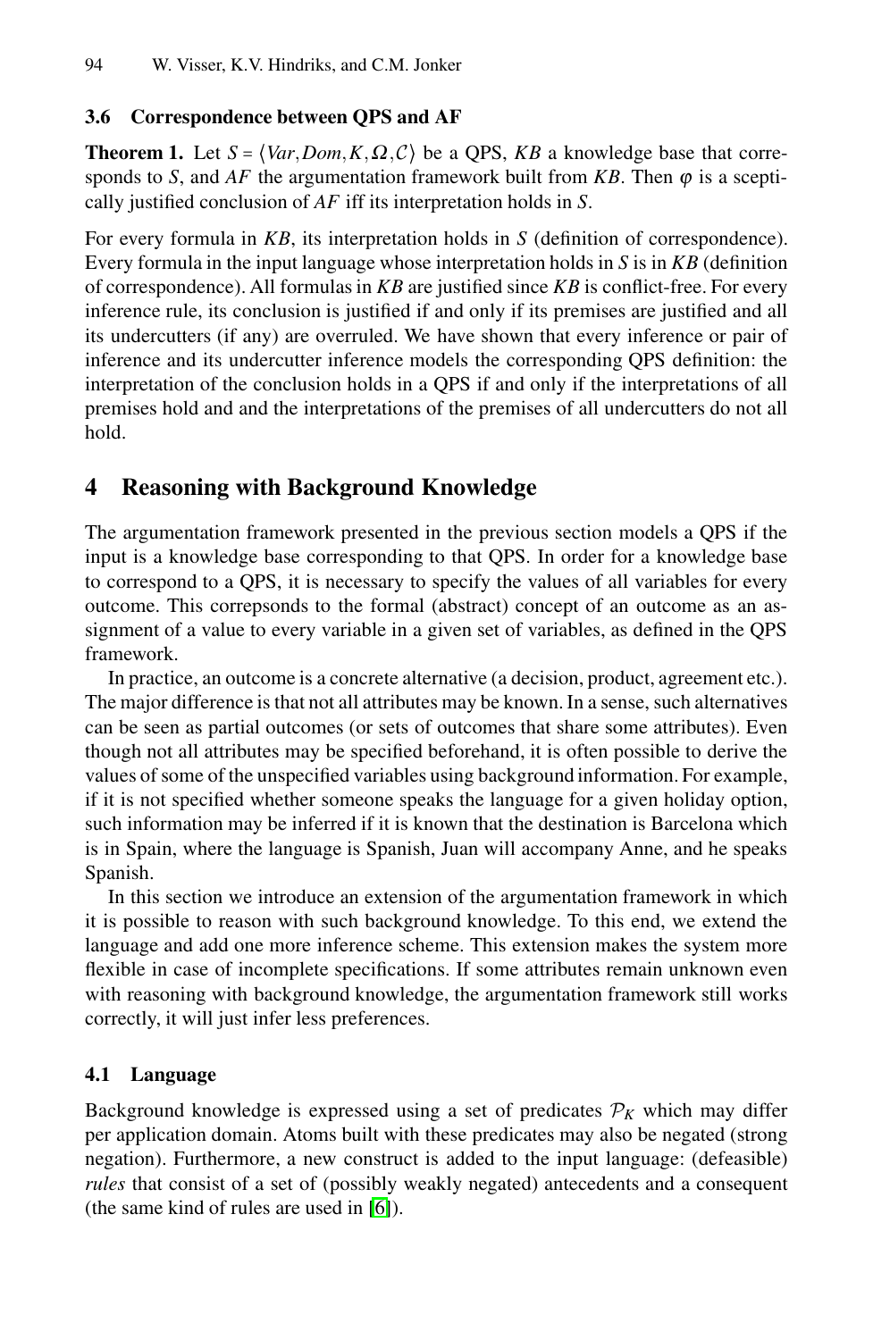### 3.6 Correspondence between QPS and AF

**Theorem 1.** Let $S = \langle Var, Dom, K, \Omega, \mathcal{C} \rangle$ be a QPS, *KB* a knowledge base that corresponds to *S*, and *AF* the argumentation framework built from *KB*. Then $\varphi$ is a sceptically justified conclusion of *AF* iff its interpretation holds in *S*.

For every formula in *KB*, its interpretation holds in *S* (definition of correspondence). Every formula in the input language whose interpretation holds in *S* is in *KB* (definition of correspondence). All formulas in *KB* are justified since *KB* is conflict-free. For every inference rule, its conclusion is justified if and only if its premises are justified and all its undercutters (if any) are overruled. We have shown that every inference or pair of inference and its undercutter inference models the corresponding QPS definition: the interpretation of the conclusion holds in a QPS if and only if the interpretations of all premises hold and and the interpretations of the premises of all undercutters do not all hold.

## 4 Reasoning with Background Knowledge

The argumentation framework presented in the previous section models a QPS if the input is a knowledge base corresponding to that QPS. In order for a knowledge base to correspond to a QPS, it is necessary to specify the values of all variables for every outcome. This correpsonds to the formal (abstract) concept of an outcome as an assignment of a value to every variable in a given set of variables, as defined in the QPS framework.

In practice, an outcome is a concrete alternative (a decision, product, agreement etc.). The major difference is that not all attributes may be known. In a sense, such alternatives can be seen as partial outcomes (or sets of outcomes that share some attributes). Even though not all attributes may be specified beforehand, it is often possible to derive the values of some of the unspecified variables using background information. For example, if it is not specified whether someone speaks the language for a given holiday option, such information may be inferred if it is known that the destination is Barcelona which is in Spain, where the language is Spanish, Juan will accompany Anne, and he speaks Spanish.

In this section we introduce an extension of the argumentation framework in which it is possible to reason with such background knowledge. To this end, we extend the language and add one more inference scheme. This extension makes the system more flexible in case of incomplete specifications. If some attributes remain unknown even with reasoning with background knowledge, the argumentation framework still works correctly, it will just infer less preferences.

### 4.1 Language

Background knowledge is expressed using a set of predicates $\mathcal{P}_K$ which may differ per application domain. Atoms built with these predicates may also be negated (strong negation). Furthermore, a new construct is added to the input language: (defeasible) *rules* that consist of a set of (possibly weakly negated) antecedents and a consequent (the same kind of rules are used in [6]).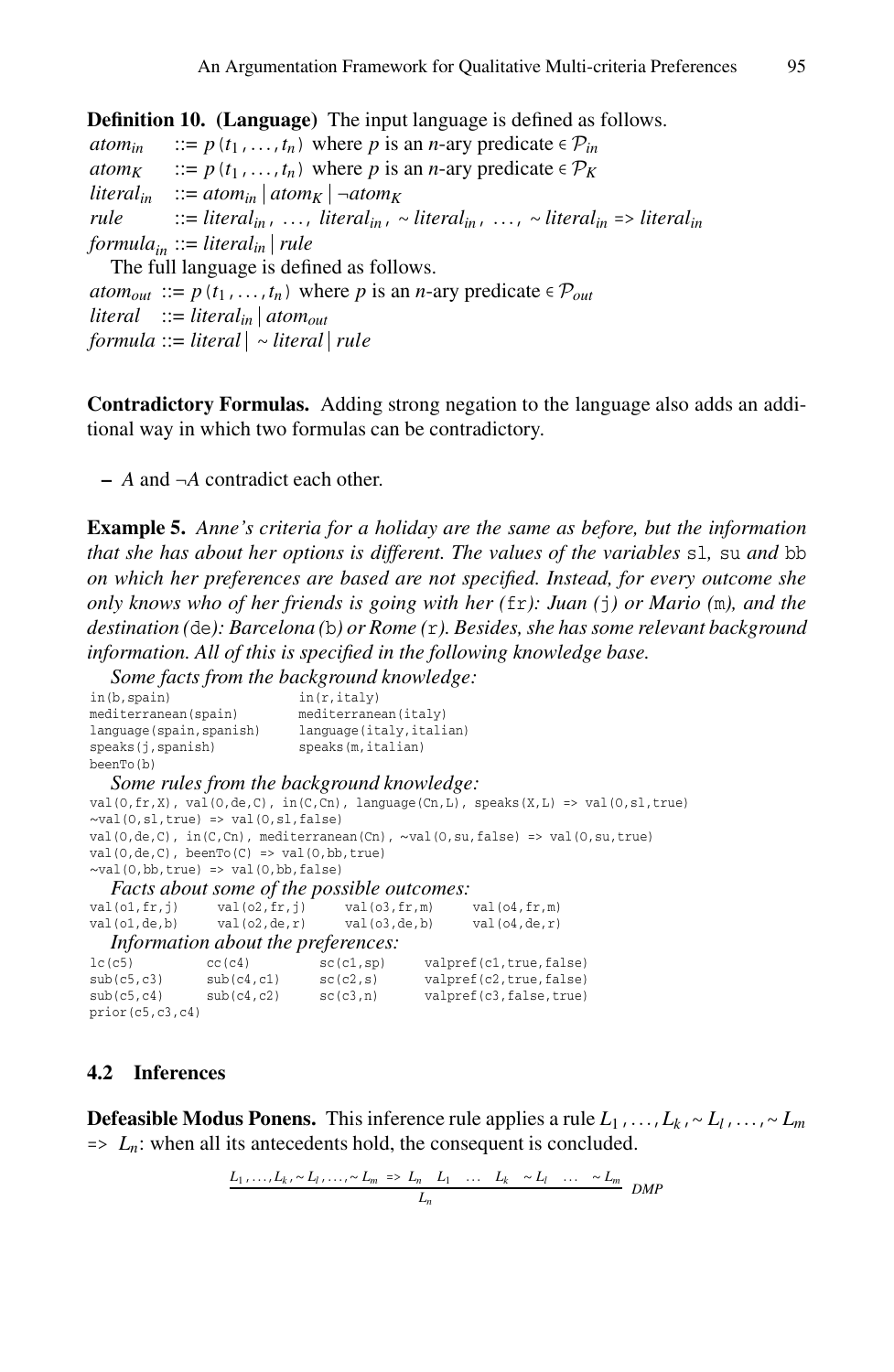**Definition 10. (Language)** The input language is defined as follows.

$atom_{in}$ ::= $p(t_1, \ldots, t_n)$ where $p$ is an $n$-ary predicate $\in \mathcal{P}_{in}$
$atom_K$ ::= $p(t_1, \ldots, t_n)$ where $p$ is an $n$-ary predicate $\in \mathcal{P}_K$
$literal_{in}$ ::= $atom_{in} \mid atom_K \mid \neg atom_K$
$rule$ ::= $literal_{in}$ , … , $literal_{in}$ , ~ $literal_{in}$ , … , ~ $literal_{in}$ => $literal_{in}$
$formula_{in}$ ::= $literal_{in} \mid rule$

The full language is defined as follows.

$atom_{out}$ ::= $p(t_1, \ldots, t_n)$ where $p$ is an $n$-ary predicate $\in \mathcal{P}_{out}$
$literal$ ::= $literal_{in} \mid atom_{out}$
$formula$ ::= $literal \mid$ ~ $literal \mid rule$

**Contradictory Formulas.** Adding strong negation to the language also adds an additional way in which two formulas can be contradictory.

– $A$ and $\neg A$ contradict each other.

**Example 5.** *Anne's criteria for a holiday are the same as before, but the information that she has about her options is different. The values of the variables* `sl`*,* `su` *and* `bb` *on which her preferences are based are not specified. Instead, for every outcome she only knows who of her friends is going with her (*`fr`*): Juan (*`j`*) or Mario (*`m`*), and the destination (*`de`*): Barcelona (*`b`*) or Rome (*`r`*). Besides, she has some relevant background information. All of this is specified in the following knowledge base.*

*Some facts from the background knowledge:*

```
in(b,spain)                 in(r,italy)
mediterranean(spain)        mediterranean(italy)
language(spain,spanish)     language(italy,italian)
speaks(j,spanish)           speaks(m,italian)
beenTo(b)
```

*Some rules from the background knowledge:*

```
val(O,fr,X), val(O,de,C), in(C,Cn), language(Cn,L), speaks(X,L) => val(O,sl,true)
~val(O,sl,true) => val(O,sl,false)
val(O,de,C), in(C,Cn), mediterranean(Cn), ~val(O,su,false) => val(O,su,true)
val(O,de,C), beenTo(C) => val(O,bb,true)
~val(O,bb,true) => val(O,bb,false)
```

*Facts about some of the possible outcomes:*

```
val(o1,fr,j)     val(o2,fr,j)     val(o3,fr,m)     val(o4,fr,m)
val(o1,de,b)     val(o2,de,r)     val(o3,de,b)     val(o4,de,r)
```

*Information about the preferences:*

```
lc(c5)          cc(c4)          sc(c1,sp)      valpref(c1,true,false)
sub(c5,c3)      sub(c4,c1)      sc(c2,s)       valpref(c2,true,false)
sub(c5,c4)      sub(c4,c2)      sc(c3,n)       valpref(c3,false,true)
prior(c5,c3,c4)
```

### 4.2 Inferences

**Defeasible Modus Ponens.** This inference rule applies a rule $L_1, \ldots, L_k, \sim L_l, \ldots, \sim L_m$ => $L_n$: when all its antecedents hold, the consequent is concluded.

$$\frac{L_1, \ldots, L_k, \sim L_l, \ldots, \sim L_m \;\texttt{=>}\; L_n \quad L_1 \quad \ldots \quad L_k \quad \sim L_l \quad \ldots \quad \sim L_m}{L_n} \; DMP$$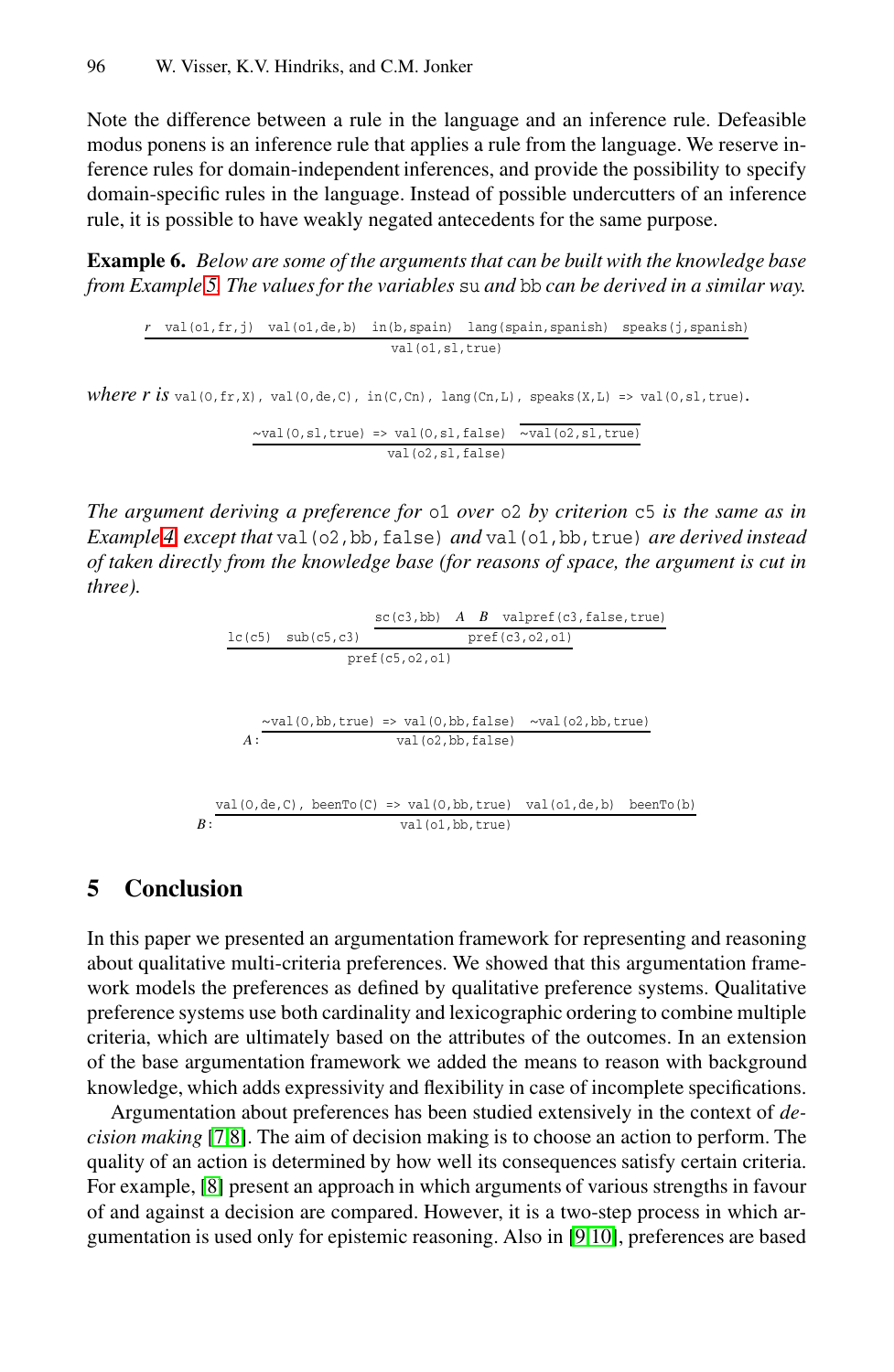Note the difference between a rule in the language and an inference rule. Defeasible modus ponens is an inference rule that applies a rule from the language. We reserve inference rules for domain-independent inferences, and provide the possibility to specify domain-specific rules in the language. Instead of possible undercutters of an inference rule, it is possible to have weakly negated antecedents for the same purpose.

**Example 6.** *Below are some of the arguments that can be built with the knowledge base from Example 5. The values for the variables* `su` *and* `bb` *can be derived in a similar way.*

```
r  val(o1,fr,j)  val(o1,de,b)  in(b,spain)  lang(spain,spanish)  speaks(j,spanish)
---------------------------------------------------------------------------------
                               val(o1,sl,true)
```

*where r is* `val(O,fr,X), val(O,de,C), in(C,Cn), lang(Cn,L), speaks(X,L) => val(O,sl,true)`.

```
~val(O,sl,true) => val(O,sl,false)   ~val(o2,sl,true)
------------------------------------------------------
                 val(o2,sl,false)
```

*The argument deriving a preference for* `o1` *over* `o2` *by criterion* `c5` *is the same as in Example 4, except that* `val(o2,bb,false)` *and* `val(o1,bb,true)` *are derived instead of taken directly from the knowledge base (for reasons of space, the argument is cut in three).*

```
                        sc(c3,bb)  A  B  valpref(c3,false,true)
                        ---------------------------------------
lc(c5)  sub(c5,c3)                  pref(c3,o2,o1)
---------------------------------------------------
              pref(c5,o2,o1)
```

```
     ~val(O,bb,true) => val(O,bb,false)   ~val(o2,bb,true)
A:   -----------------------------------------------------
                    val(o2,bb,false)
```

```
    val(O,de,C), beenTo(C) => val(O,bb,true)   val(o1,de,b)   beenTo(b)
B:  -------------------------------------------------------------------
                          val(o1,bb,true)
```

## 5 Conclusion

In this paper we presented an argumentation framework for representing and reasoning about qualitative multi-criteria preferences. We showed that this argumentation framework models the preferences as defined by qualitative preference systems. Qualitative preference systems use both cardinality and lexicographic ordering to combine multiple criteria, which are ultimately based on the attributes of the outcomes. In an extension of the base argumentation framework we added the means to reason with background knowledge, which adds expressivity and flexibility in case of incomplete specifications.

Argumentation about preferences has been studied extensively in the context of *decision making* [7,8]. The aim of decision making is to choose an action to perform. The quality of an action is determined by how well its consequences satisfy certain criteria. For example, [8] present an approach in which arguments of various strengths in favour of and against a decision are compared. However, it is a two-step process in which argumentation is used only for epistemic reasoning. Also in [9,10], preferences are based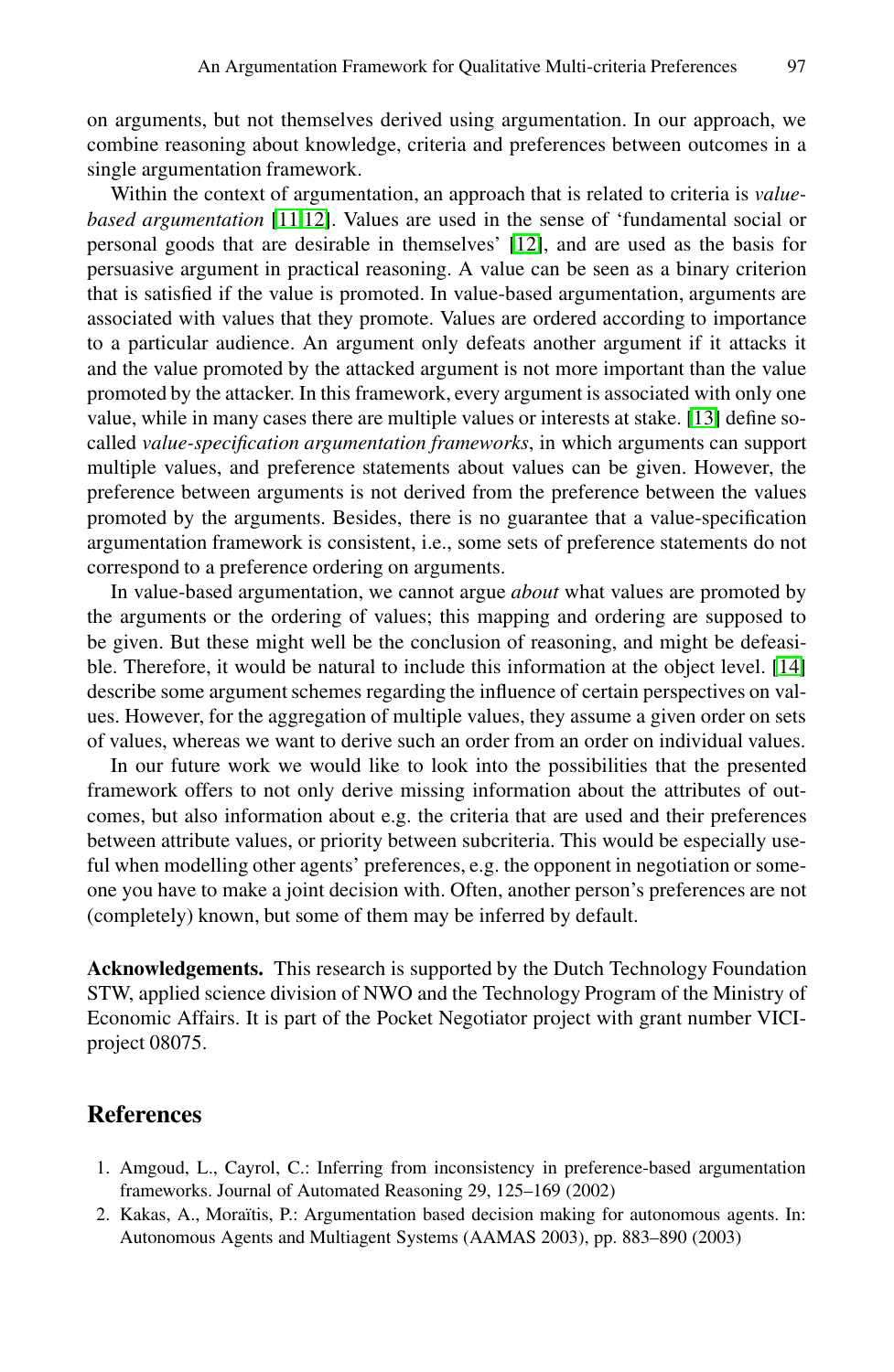on arguments, but not themselves derived using argumentation. In our approach, we combine reasoning about knowledge, criteria and preferences between outcomes in a single argumentation framework.

Within the context of argumentation, an approach that is related to criteria is *value-based argumentation* [11,12]. Values are used in the sense of 'fundamental social or personal goods that are desirable in themselves' [12], and are used as the basis for persuasive argument in practical reasoning. A value can be seen as a binary criterion that is satisfied if the value is promoted. In value-based argumentation, arguments are associated with values that they promote. Values are ordered according to importance to a particular audience. An argument only defeats another argument if it attacks it and the value promoted by the attacked argument is not more important than the value promoted by the attacker. In this framework, every argument is associated with only one value, while in many cases there are multiple values or interests at stake. [13] define so-called *value-specification argumentation frameworks*, in which arguments can support multiple values, and preference statements about values can be given. However, the preference between arguments is not derived from the preference between the values promoted by the arguments. Besides, there is no guarantee that a value-specification argumentation framework is consistent, i.e., some sets of preference statements do not correspond to a preference ordering on arguments.

In value-based argumentation, we cannot argue *about* what values are promoted by the arguments or the ordering of values; this mapping and ordering are supposed to be given. But these might well be the conclusion of reasoning, and might be defeasible. Therefore, it would be natural to include this information at the object level. [14] describe some argument schemes regarding the influence of certain perspectives on values. However, for the aggregation of multiple values, they assume a given order on sets of values, whereas we want to derive such an order from an order on individual values.

In our future work we would like to look into the possibilities that the presented framework offers to not only derive missing information about the attributes of outcomes, but also information about e.g. the criteria that are used and their preferences between attribute values, or priority between subcriteria. This would be especially useful when modelling other agents' preferences, e.g. the opponent in negotiation or someone you have to make a joint decision with. Often, another person's preferences are not (completely) known, but some of them may be inferred by default.

**Acknowledgements.** This research is supported by the Dutch Technology Foundation STW, applied science division of NWO and the Technology Program of the Ministry of Economic Affairs. It is part of the Pocket Negotiator project with grant number VICI-project 08075.

## References

1. Amgoud, L., Cayrol, C.: Inferring from inconsistency in preference-based argumentation frameworks. Journal of Automated Reasoning 29, 125–169 (2002)
2. Kakas, A., Moraïtis, P.: Argumentation based decision making for autonomous agents. In: Autonomous Agents and Multiagent Systems (AAMAS 2003), pp. 883–890 (2003)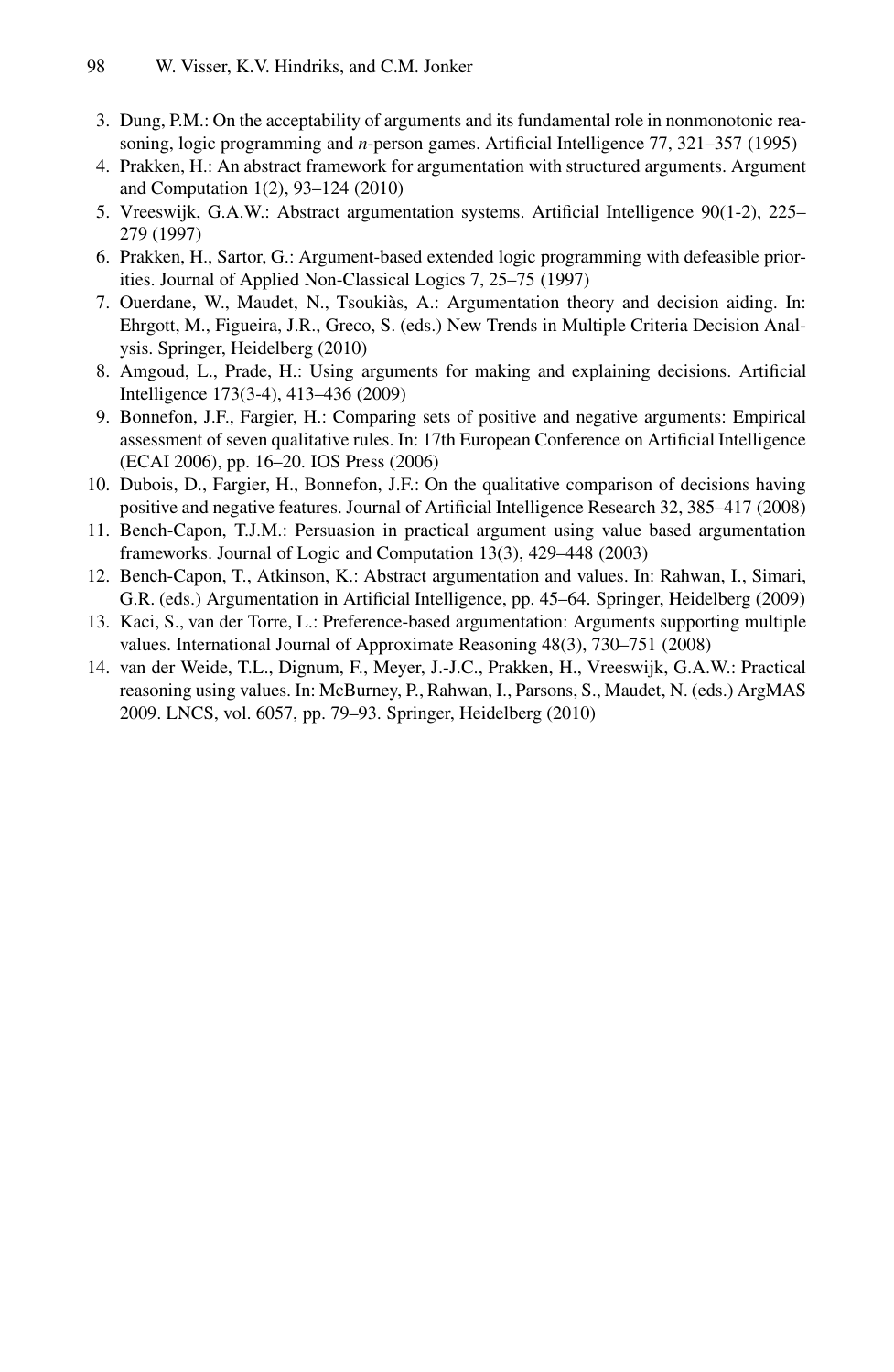3. Dung, P.M.: On the acceptability of arguments and its fundamental role in nonmonotonic reasoning, logic programming and *n*-person games. Artificial Intelligence 77, 321–357 (1995)
4. Prakken, H.: An abstract framework for argumentation with structured arguments. Argument and Computation 1(2), 93–124 (2010)
5. Vreeswijk, G.A.W.: Abstract argumentation systems. Artificial Intelligence 90(1-2), 225–279 (1997)
6. Prakken, H., Sartor, G.: Argument-based extended logic programming with defeasible priorities. Journal of Applied Non-Classical Logics 7, 25–75 (1997)
7. Ouerdane, W., Maudet, N., Tsoukiàs, A.: Argumentation theory and decision aiding. In: Ehrgott, M., Figueira, J.R., Greco, S. (eds.) New Trends in Multiple Criteria Decision Analysis. Springer, Heidelberg (2010)
8. Amgoud, L., Prade, H.: Using arguments for making and explaining decisions. Artificial Intelligence 173(3-4), 413–436 (2009)
9. Bonnefon, J.F., Fargier, H.: Comparing sets of positive and negative arguments: Empirical assessment of seven qualitative rules. In: 17th European Conference on Artificial Intelligence (ECAI 2006), pp. 16–20. IOS Press (2006)
10. Dubois, D., Fargier, H., Bonnefon, J.F.: On the qualitative comparison of decisions having positive and negative features. Journal of Artificial Intelligence Research 32, 385–417 (2008)
11. Bench-Capon, T.J.M.: Persuasion in practical argument using value based argumentation frameworks. Journal of Logic and Computation 13(3), 429–448 (2003)
12. Bench-Capon, T., Atkinson, K.: Abstract argumentation and values. In: Rahwan, I., Simari, G.R. (eds.) Argumentation in Artificial Intelligence, pp. 45–64. Springer, Heidelberg (2009)
13. Kaci, S., van der Torre, L.: Preference-based argumentation: Arguments supporting multiple values. International Journal of Approximate Reasoning 48(3), 730–751 (2008)
14. van der Weide, T.L., Dignum, F., Meyer, J.-J.C., Prakken, H., Vreeswijk, G.A.W.: Practical reasoning using values. In: McBurney, P., Rahwan, I., Parsons, S., Maudet, N. (eds.) ArgMAS 2009. LNCS, vol. 6057, pp. 79–93. Springer, Heidelberg (2010)